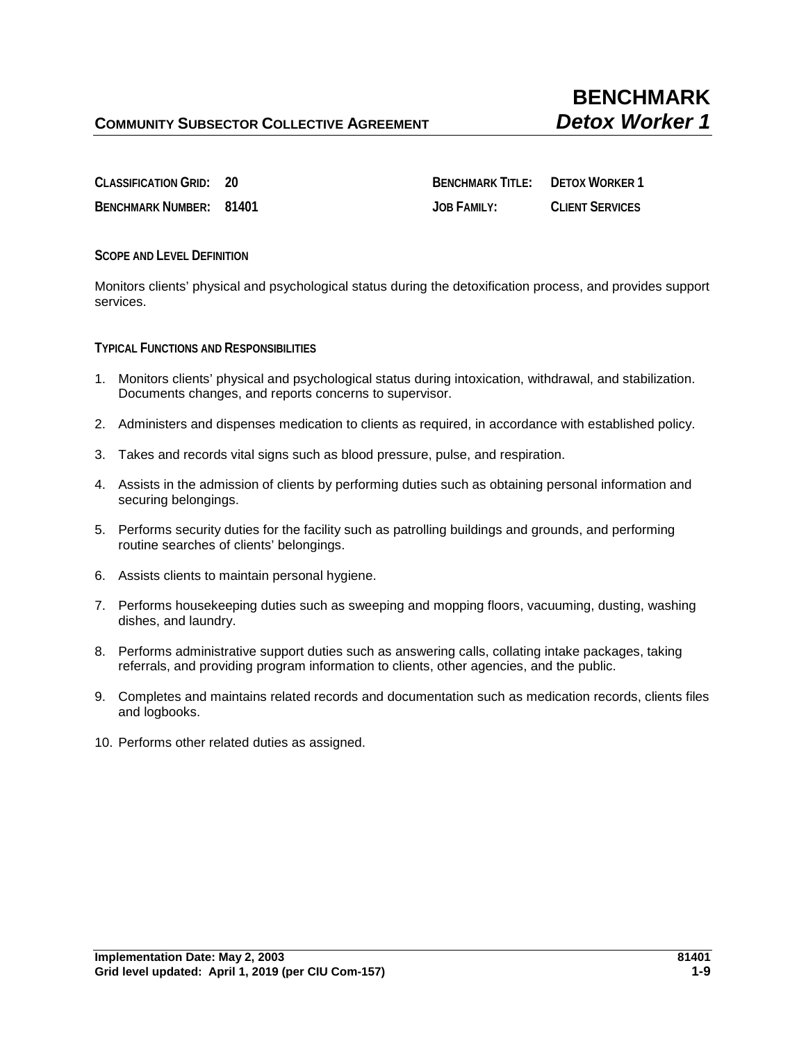**COMMUNITY SUBSECTOR COLLECTIVE AGREEMENT**

# BENCHMARK
## *Detox Worker 1*

| | | | |
|---|---|---|---|
| **CLASSIFICATION GRID:** | **20** | **BENCHMARK TITLE:** | **DETOX WORKER 1** |
| **BENCHMARK NUMBER:** | **81401** | **JOB FAMILY:** | **CLIENT SERVICES** |

### SCOPE AND LEVEL DEFINITION

Monitors clients' physical and psychological status during the detoxification process, and provides support services.

### TYPICAL FUNCTIONS AND RESPONSIBILITIES

1. Monitors clients' physical and psychological status during intoxication, withdrawal, and stabilization. Documents changes, and reports concerns to supervisor.
2. Administers and dispenses medication to clients as required, in accordance with established policy.
3. Takes and records vital signs such as blood pressure, pulse, and respiration.
4. Assists in the admission of clients by performing duties such as obtaining personal information and securing belongings.
5. Performs security duties for the facility such as patrolling buildings and grounds, and performing routine searches of clients' belongings.
6. Assists clients to maintain personal hygiene.
7. Performs housekeeping duties such as sweeping and mopping floors, vacuuming, dusting, washing dishes, and laundry.
8. Performs administrative support duties such as answering calls, collating intake packages, taking referrals, and providing program information to clients, other agencies, and the public.
9. Completes and maintains related records and documentation such as medication records, clients files and logbooks.
10. Performs other related duties as assigned.

**Implementation Date: May 2, 2003**
**Grid level updated: April 1, 2019 (per CIU Com-157)**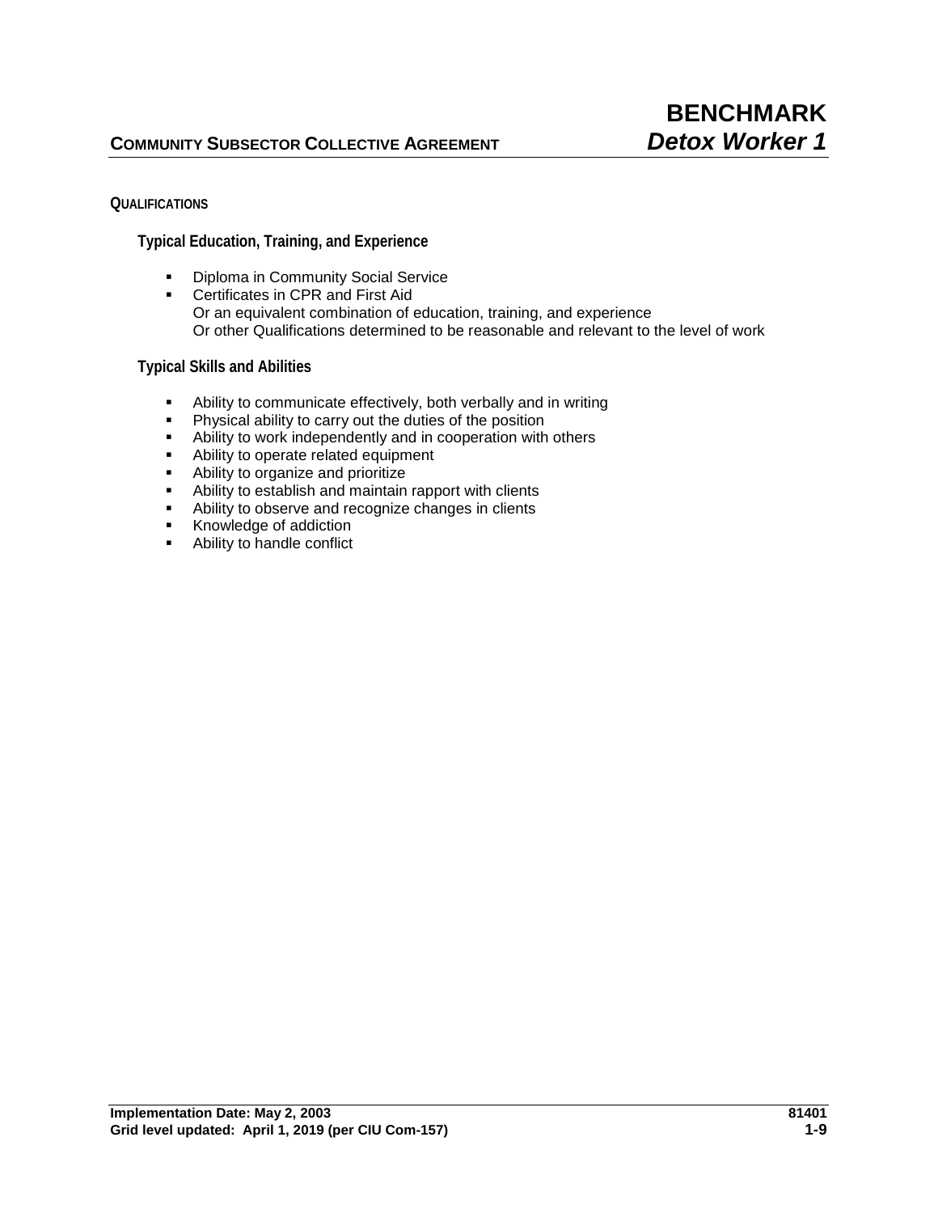## QUALIFICATIONS

### Typical Education, Training, and Experience

- Diploma in Community Social Service
- Certificates in CPR and First Aid
  Or an equivalent combination of education, training, and experience
  Or other Qualifications determined to be reasonable and relevant to the level of work

### Typical Skills and Abilities

- Ability to communicate effectively, both verbally and in writing
- Physical ability to carry out the duties of the position
- Ability to work independently and in cooperation with others
- Ability to operate related equipment
- Ability to organize and prioritize
- Ability to establish and maintain rapport with clients
- Ability to observe and recognize changes in clients
- Knowledge of addiction
- Ability to handle conflict